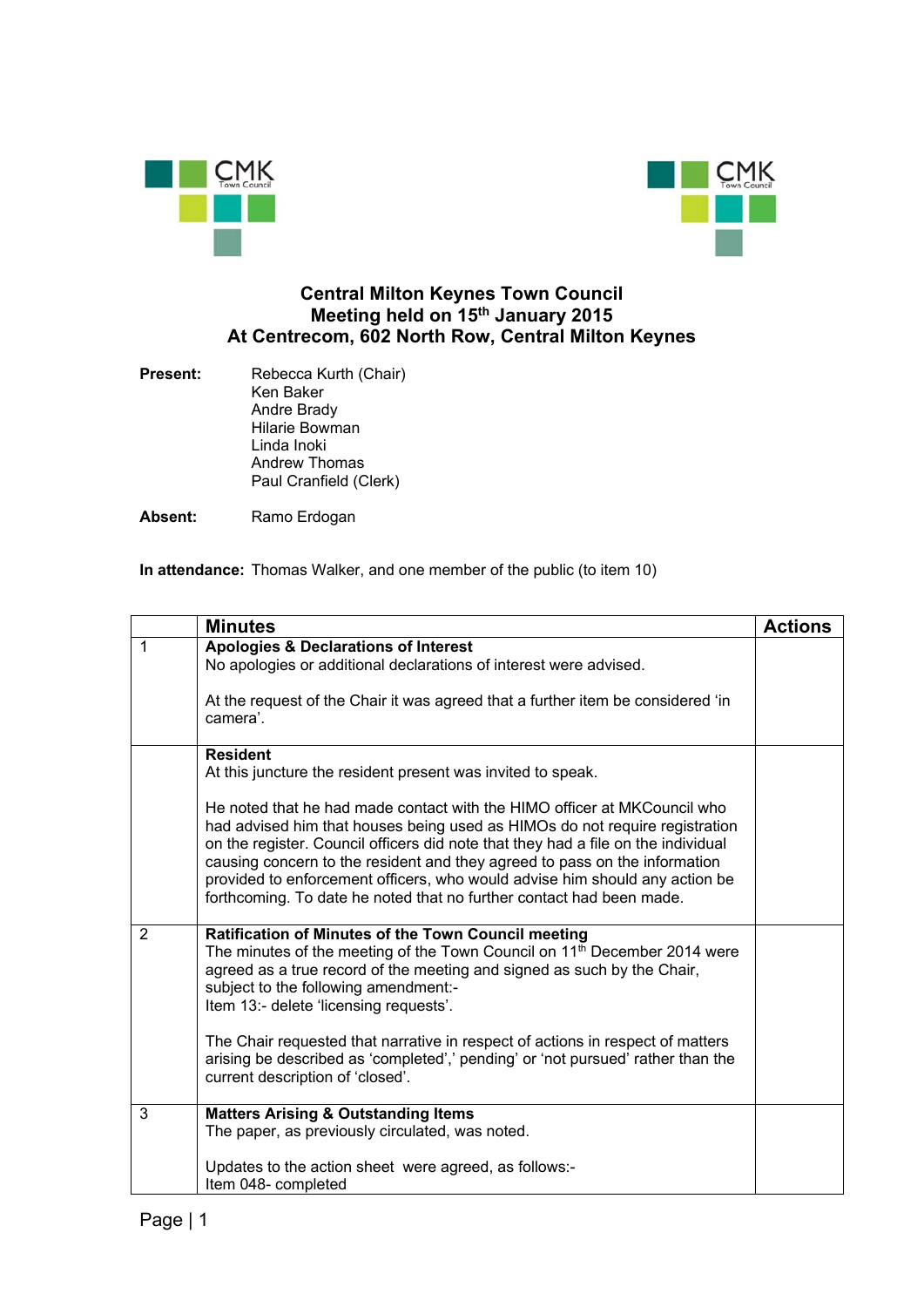# Central Milton Keynes Town Council
## Meeting held on 15th January 2015
## At Centrecom, 602 North Row, Central Milton Keynes

**Present:** Rebecca Kurth (Chair)
Ken Baker
Andre Brady
Hilarie Bowman
Linda Inoki
Andrew Thomas
Paul Cranfield (Clerk)

**Absent:** Ramo Erdogan

**In attendance:** Thomas Walker, and one member of the public (to item 10)

| | Minutes | Actions |
|---|---|---|
| 1 | **Apologies & Declarations of Interest**<br>No apologies or additional declarations of interest were advised.<br><br>At the request of the Chair it was agreed that a further item be considered 'in camera'. | |
| | **Resident**<br>At this juncture the resident present was invited to speak.<br><br>He noted that he had made contact with the HIMO officer at MKCouncil who had advised him that houses being used as HIMOs do not require registration on the register. Council officers did note that they had a file on the individual causing concern to the resident and they agreed to pass on the information provided to enforcement officers, who would advise him should any action be forthcoming. To date he noted that no further contact had been made. | |
| 2 | **Ratification of Minutes of the Town Council meeting**<br>The minutes of the meeting of the Town Council on 11th December 2014 were agreed as a true record of the meeting and signed as such by the Chair, subject to the following amendment:-<br>Item 13:- delete 'licensing requests'.<br><br>The Chair requested that narrative in respect of actions in respect of matters arising be described as 'completed',' pending' or 'not pursued' rather than the current description of 'closed'. | |
| 3 | **Matters Arising & Outstanding Items**<br>The paper, as previously circulated, was noted.<br><br>Updates to the action sheet were agreed, as follows:-<br>Item 048- completed | |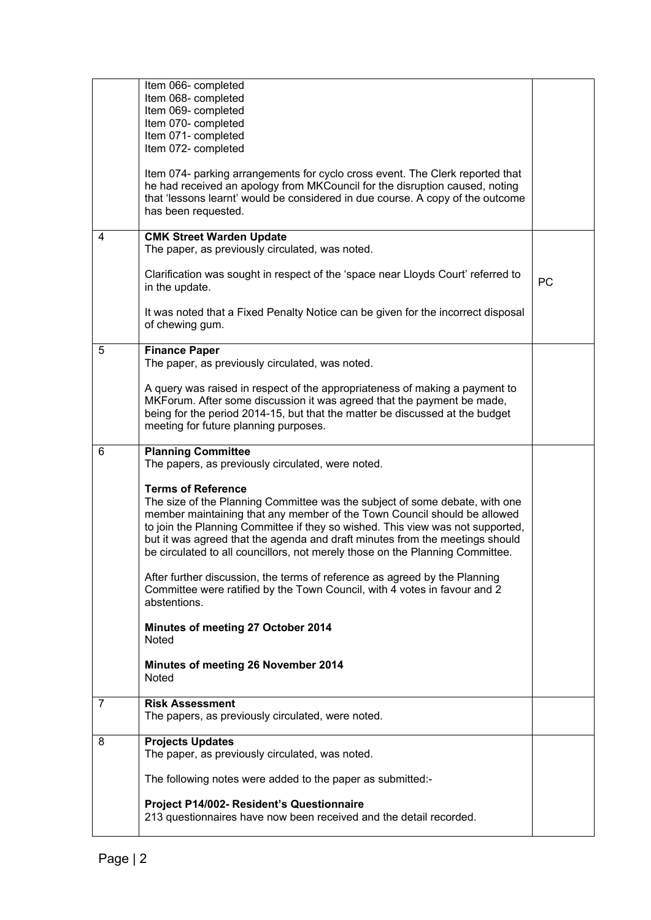| | | |
|---|---|---|
| | Item 066- completed<br>Item 068- completed<br>Item 069- completed<br>Item 070- completed<br>Item 071- completed<br>Item 072- completed<br><br>Item 074- parking arrangements for cyclo cross event. The Clerk reported that he had received an apology from MKCouncil for the disruption caused, noting that 'lessons learnt' would be considered in due course. A copy of the outcome has been requested. | |
| 4 | **CMK Street Warden Update**<br>The paper, as previously circulated, was noted.<br><br>Clarification was sought in respect of the 'space near Lloyds Court' referred to in the update.<br><br>It was noted that a Fixed Penalty Notice can be given for the incorrect disposal of chewing gum. | PC |
| 5 | **Finance Paper**<br>The paper, as previously circulated, was noted.<br><br>A query was raised in respect of the appropriateness of making a payment to MKForum. After some discussion it was agreed that the payment be made, being for the period 2014-15, but that the matter be discussed at the budget meeting for future planning purposes. | |
| 6 | **Planning Committee**<br>The papers, as previously circulated, were noted.<br><br>**Terms of Reference**<br>The size of the Planning Committee was the subject of some debate, with one member maintaining that any member of the Town Council should be allowed to join the Planning Committee if they so wished. This view was not supported, but it was agreed that the agenda and draft minutes from the meetings should be circulated to all councillors, not merely those on the Planning Committee.<br><br>After further discussion, the terms of reference as agreed by the Planning Committee were ratified by the Town Council, with 4 votes in favour and 2 abstentions.<br><br>**Minutes of meeting 27 October 2014**<br>Noted<br><br>**Minutes of meeting 26 November 2014**<br>Noted | |
| 7 | **Risk Assessment**<br>The papers, as previously circulated, were noted. | |
| 8 | **Projects Updates**<br>The paper, as previously circulated, was noted.<br><br>The following notes were added to the paper as submitted:-<br><br>**Project P14/002- Resident's Questionnaire**<br>213 questionnaires have now been received and the detail recorded. | |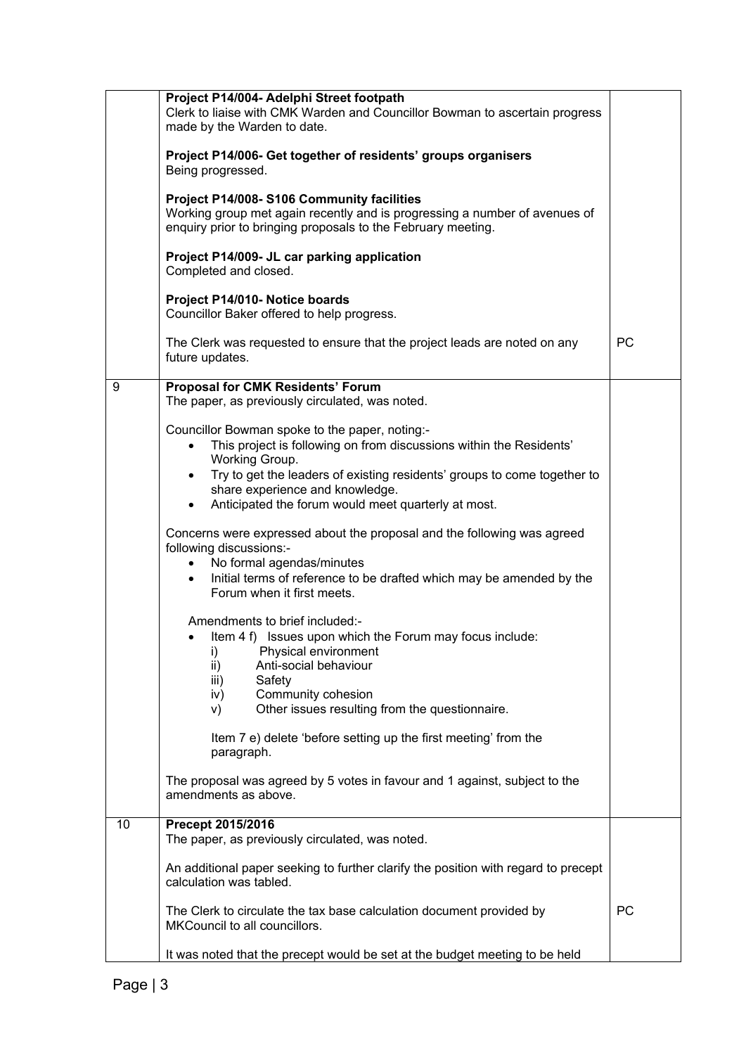| | | |
|---|---|---|
| | **Project P14/004- Adelphi Street footpath**<br>Clerk to liaise with CMK Warden and Councillor Bowman to ascertain progress made by the Warden to date.<br><br>**Project P14/006- Get together of residents' groups organisers**<br>Being progressed.<br><br>**Project P14/008- S106 Community facilities**<br>Working group met again recently and is progressing a number of avenues of enquiry prior to bringing proposals to the February meeting.<br><br>**Project P14/009- JL car parking application**<br>Completed and closed.<br><br>**Project P14/010- Notice boards**<br>Councillor Baker offered to help progress.<br><br>The Clerk was requested to ensure that the project leads are noted on any future updates. | PC |
| 9 | **Proposal for CMK Residents' Forum**<br>The paper, as previously circulated, was noted.<br><br>Councillor Bowman spoke to the paper, noting:-<br>• This project is following on from discussions within the Residents' Working Group.<br>• Try to get the leaders of existing residents' groups to come together to share experience and knowledge.<br>• Anticipated the forum would meet quarterly at most.<br><br>Concerns were expressed about the proposal and the following was agreed following discussions:-<br>• No formal agendas/minutes<br>• Initial terms of reference to be drafted which may be amended by the Forum when it first meets.<br><br>Amendments to brief included:-<br>• Item 4 f) Issues upon which the Forum may focus include:<br>i) Physical environment<br>ii) Anti-social behaviour<br>iii) Safety<br>iv) Community cohesion<br>v) Other issues resulting from the questionnaire.<br><br>Item 7 e) delete 'before setting up the first meeting' from the paragraph.<br><br>The proposal was agreed by 5 votes in favour and 1 against, subject to the amendments as above. | |
| 10 | **Precept 2015/2016**<br>The paper, as previously circulated, was noted.<br><br>An additional paper seeking to further clarify the position with regard to precept calculation was tabled.<br><br>The Clerk to circulate the tax base calculation document provided by MKCouncil to all councillors.<br><br>It was noted that the precept would be set at the budget meeting to be held | PC |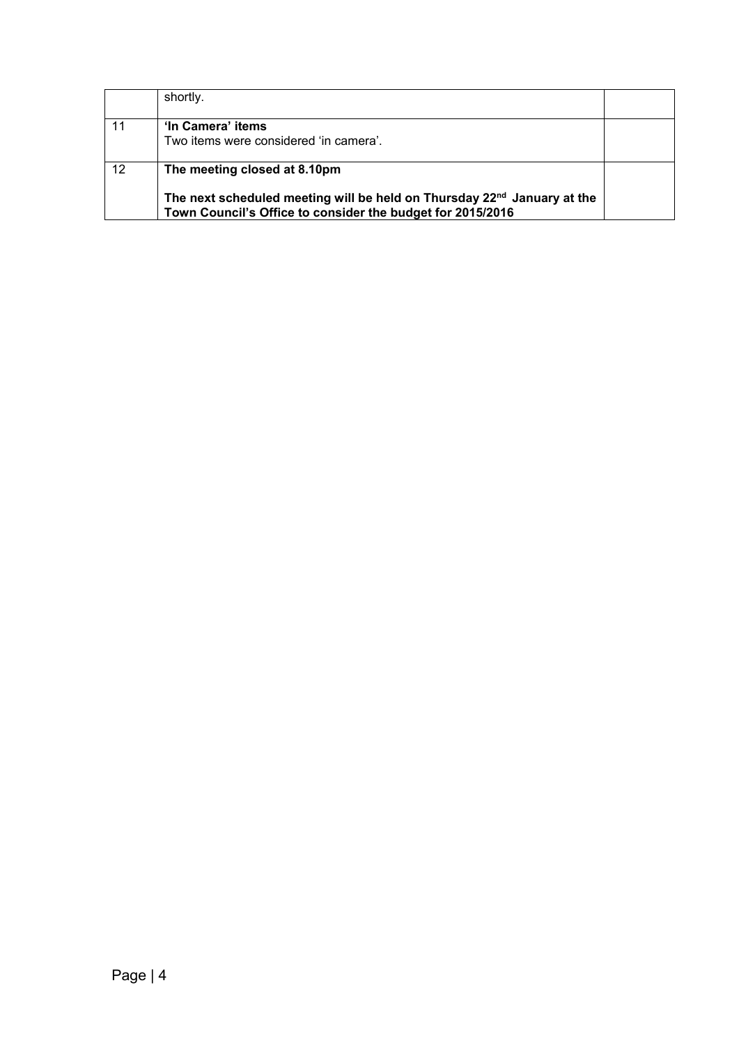| | | |
|---|---|---|
| | shortly. | |
| 11 | **'In Camera' items**<br>Two items were considered 'in camera'. | |
| 12 | **The meeting closed at 8.10pm**<br><br>**The next scheduled meeting will be held on Thursday 22nd January at the Town Council's Office to consider the budget for 2015/2016** | |